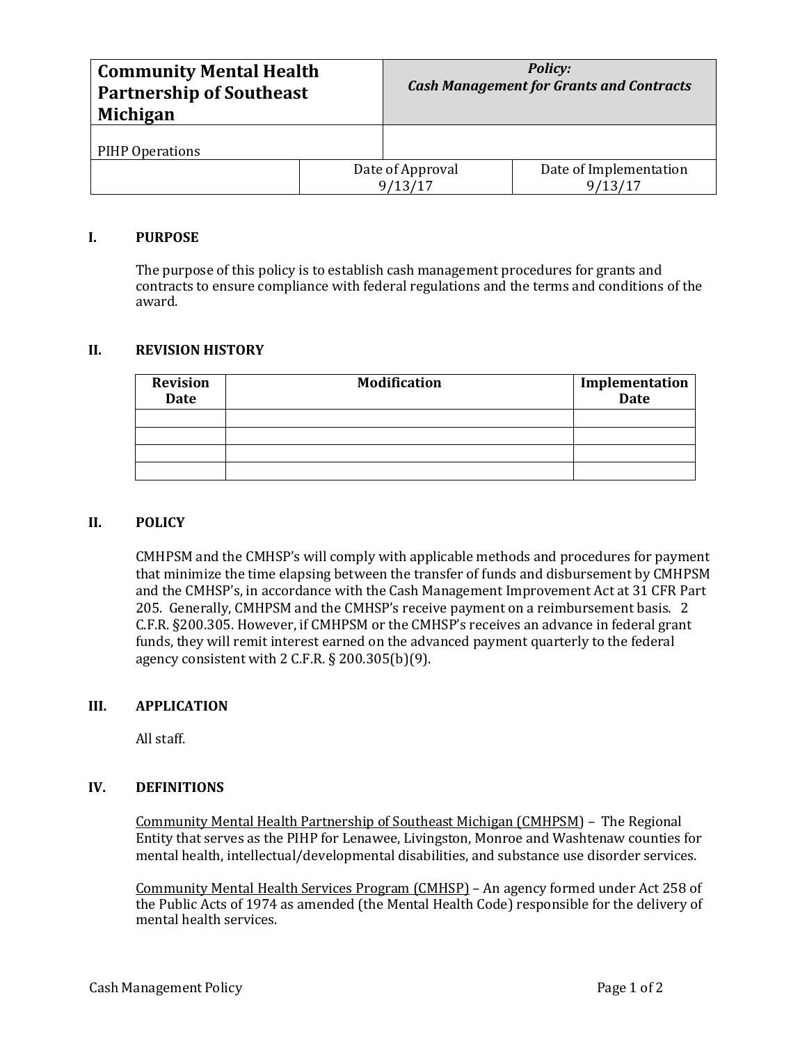| **Community Mental Health Partnership of Southeast Michigan** | | ***Policy:*** ***Cash Management for Grants and Contracts*** |
|---|---|---|
| PIHP Operations | | |
| | Date of Approval 9/13/17 | Date of Implementation 9/13/17 |

## I. PURPOSE

The purpose of this policy is to establish cash management procedures for grants and contracts to ensure compliance with federal regulations and the terms and conditions of the award.

## II. REVISION HISTORY

| Revision Date | Modification | Implementation Date |
|---|---|---|
| | | |
| | | |
| | | |
| | | |

## II. POLICY

CMHPSM and the CMHSP's will comply with applicable methods and procedures for payment that minimize the time elapsing between the transfer of funds and disbursement by CMHPSM and the CMHSP's, in accordance with the Cash Management Improvement Act at 31 CFR Part 205. Generally, CMHPSM and the CMHSP's receive payment on a reimbursement basis. 2 C.F.R. §200.305. However, if CMHPSM or the CMHSP's receives an advance in federal grant funds, they will remit interest earned on the advanced payment quarterly to the federal agency consistent with 2 C.F.R. § 200.305(b)(9).

## III. APPLICATION

All staff.

## IV. DEFINITIONS

Community Mental Health Partnership of Southeast Michigan (CMHPSM) – The Regional Entity that serves as the PIHP for Lenawee, Livingston, Monroe and Washtenaw counties for mental health, intellectual/developmental disabilities, and substance use disorder services.

Community Mental Health Services Program (CMHSP) – An agency formed under Act 258 of the Public Acts of 1974 as amended (the Mental Health Code) responsible for the delivery of mental health services.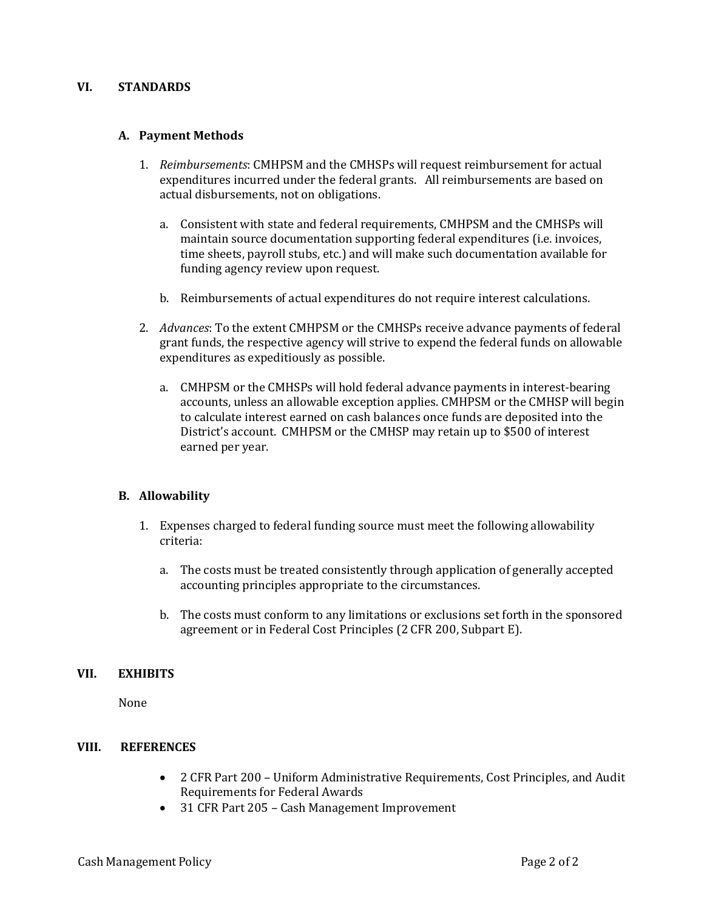## VI. STANDARDS

### A. Payment Methods

1. *Reimbursements*: CMHPSM and the CMHSPs will request reimbursement for actual expenditures incurred under the federal grants. All reimbursements are based on actual disbursements, not on obligations.

   a. Consistent with state and federal requirements, CMHPSM and the CMHSPs will maintain source documentation supporting federal expenditures (i.e. invoices, time sheets, payroll stubs, etc.) and will make such documentation available for funding agency review upon request.

   b. Reimbursements of actual expenditures do not require interest calculations.

2. *Advances*: To the extent CMHPSM or the CMHSPs receive advance payments of federal grant funds, the respective agency will strive to expend the federal funds on allowable expenditures as expeditiously as possible.

   a. CMHPSM or the CMHSPs will hold federal advance payments in interest-bearing accounts, unless an allowable exception applies. CMHPSM or the CMHSP will begin to calculate interest earned on cash balances once funds are deposited into the District's account. CMHPSM or the CMHSP may retain up to $500 of interest earned per year.

### B. Allowability

1. Expenses charged to federal funding source must meet the following allowability criteria:

   a. The costs must be treated consistently through application of generally accepted accounting principles appropriate to the circumstances.

   b. The costs must conform to any limitations or exclusions set forth in the sponsored agreement or in Federal Cost Principles (2 CFR 200, Subpart E).

## VII. EXHIBITS

None

## VIII. REFERENCES

- 2 CFR Part 200 – Uniform Administrative Requirements, Cost Principles, and Audit Requirements for Federal Awards
- 31 CFR Part 205 – Cash Management Improvement